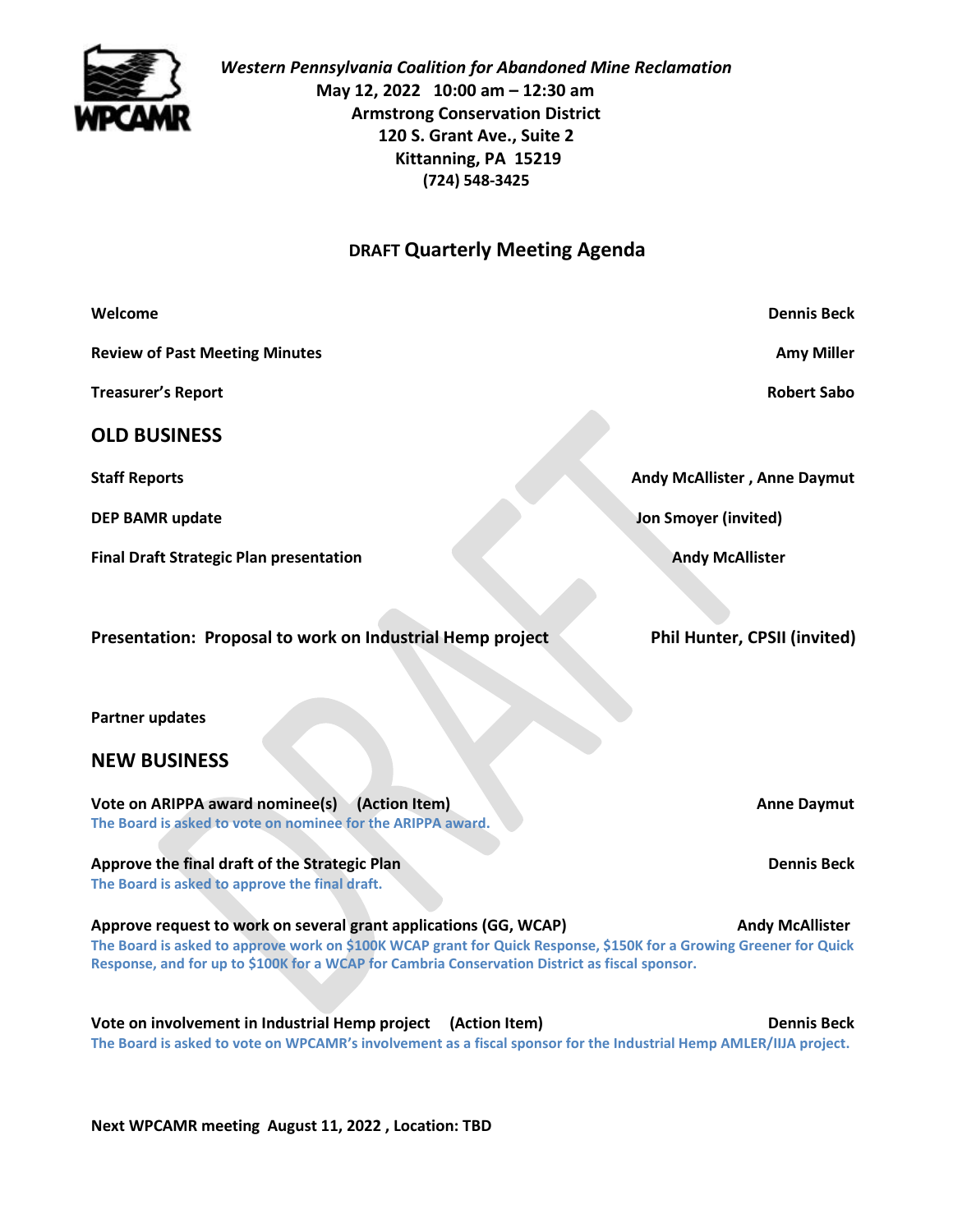*Western Pennsylvania Coalition for Abandoned Mine Reclamation*

**May 12, 2022 10:00 am – 12:30 am**
**Armstrong Conservation District**
**120 S. Grant Ave., Suite 2**
**Kittanning, PA 15219**
**(724) 548-3425**

# DRAFT Quarterly Meeting Agenda

**Welcome** — **Dennis Beck**

**Review of Past Meeting Minutes** — **Amy Miller**

**Treasurer's Report** — **Robert Sabo**

## OLD BUSINESS

**Staff Reports** — **Andy McAllister , Anne Daymut**

**DEP BAMR update** — **Jon Smoyer (invited)**

**Final Draft Strategic Plan presentation** — **Andy McAllister**

**Presentation: Proposal to work on Industrial Hemp project** — **Phil Hunter, CPSII (invited)**

**Partner updates**

## NEW BUSINESS

**Vote on ARIPPA award nominee(s) (Action Item)** — **Anne Daymut**
The Board is asked to vote on nominee for the ARIPPA award.

**Approve the final draft of the Strategic Plan** — **Dennis Beck**
The Board is asked to approve the final draft.

**Approve request to work on several grant applications (GG, WCAP)** — **Andy McAllister**
The Board is asked to approve work on $100K WCAP grant for Quick Response, $150K for a Growing Greener for Quick Response, and for up to $100K for a WCAP for Cambria Conservation District as fiscal sponsor.

**Vote on involvement in Industrial Hemp project (Action Item)** — **Dennis Beck**
The Board is asked to vote on WPCAMR's involvement as a fiscal sponsor for the Industrial Hemp AMLER/IIJA project.

**Next WPCAMR meeting August 11, 2022 , Location: TBD**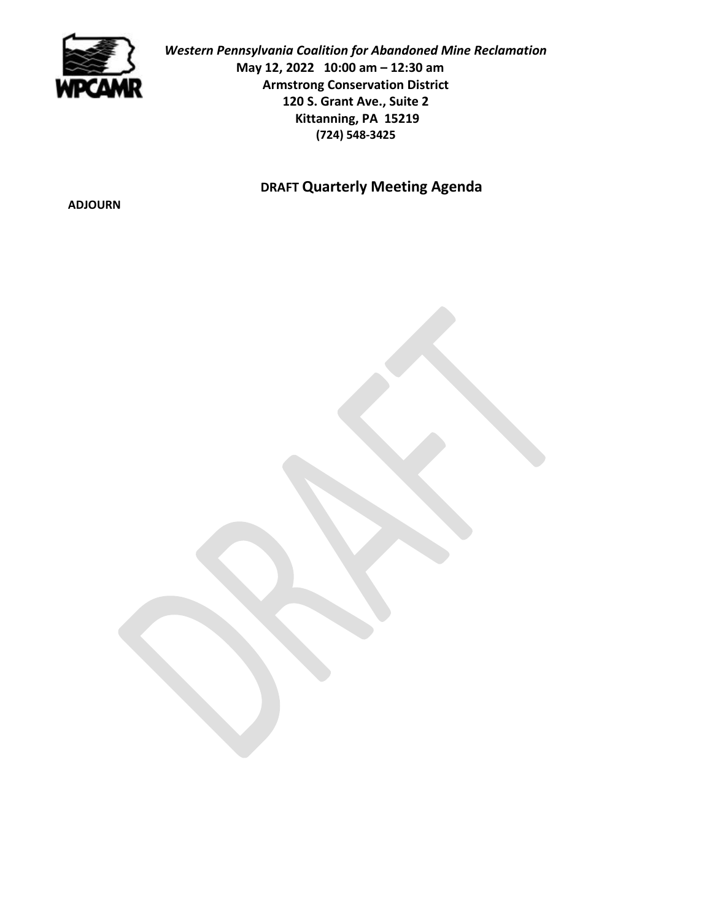*Western Pennsylvania Coalition for Abandoned Mine Reclamation*

**May 12, 2022 10:00 am – 12:30 am**

**Armstrong Conservation District**

**120 S. Grant Ave., Suite 2**

**Kittanning, PA 15219**

**(724) 548-3425**

## DRAFT Quarterly Meeting Agenda

**ADJOURN**